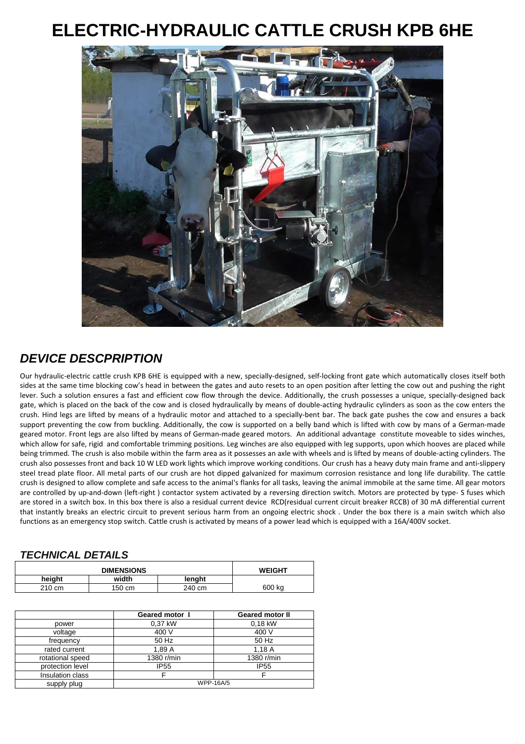# ELECTRIC-HYDRAULIC CATTLE CRUSH KPB 6HE

## *DEVICE DESCPRIPTION*

Our hydraulic-electric cattle crush KPB 6HE is equipped with a new, specially-designed, self-locking front gate which automatically closes itself both sides at the same time blocking cow's head in between the gates and auto resets to an open position after letting the cow out and pushing the right lever. Such a solution ensures a fast and efficient cow flow through the device. Additionally, the crush possesses a unique, specially-designed back gate, which is placed on the back of the cow and is closed hydraulically by means of double-acting hydraulic cylinders as soon as the cow enters the crush. Hind legs are lifted by means of a hydraulic motor and attached to a specially-bent bar. The back gate pushes the cow and ensures a back support preventing the cow from buckling. Additionally, the cow is supported on a belly band which is lifted with cow by mans of a German-made geared motor. Front legs are also lifted by means of German-made geared motors. An additional advantage constitute moveable to sides winches, which allow for safe, rigid and comfortable trimming positions. Leg winches are also equipped with leg supports, upon which hooves are placed while being trimmed. The crush is also mobile within the farm area as it possesses an axle with wheels and is lifted by means of double-acting cylinders. The crush also possesses front and back 10 W LED work lights which improve working conditions. Our crush has a heavy duty main frame and anti-slippery steel tread plate floor. All metal parts of our crush are hot dipped galvanized for maximum corrosion resistance and long life durability. The cattle crush is designed to allow complete and safe access to the animal's flanks for all tasks, leaving the animal immobile at the same time. All gear motors are controlled by up-and-down (left-right ) contactor system activated by a reversing direction switch. Motors are protected by type- S fuses which are stored in a switch box. In this box there is also a residual current device RCD(residual current circuit breaker RCCB) of 30 mA differential current that instantly breaks an electric circuit to prevent serious harm from an ongoing electric shock . Under the box there is a main switch which also functions as an emergency stop switch. Cattle crush is activated by means of a power lead which is equipped with a 16A/400V socket.

## *TECHNICAL DETAILS*

| DIMENSIONS | | | WEIGHT |
|---|---|---|---|
| height | width | lenght | |
| 210 cm | 150 cm | 240 cm | 600 kg |

| | Geared motor I | Geared motor II |
|---|---|---|
| power | 0,37 kW | 0,18 kW |
| voltage | 400 V | 400 V |
| frequency | 50 Hz | 50 Hz |
| rated current | 1,89 A | 1,18 A |
| rotational speed | 1380 r/min | 1380 r/min |
| protection level | IP55 | IP55 |
| Insulation class | F | F |
| supply plug | WPP-16A/5 | |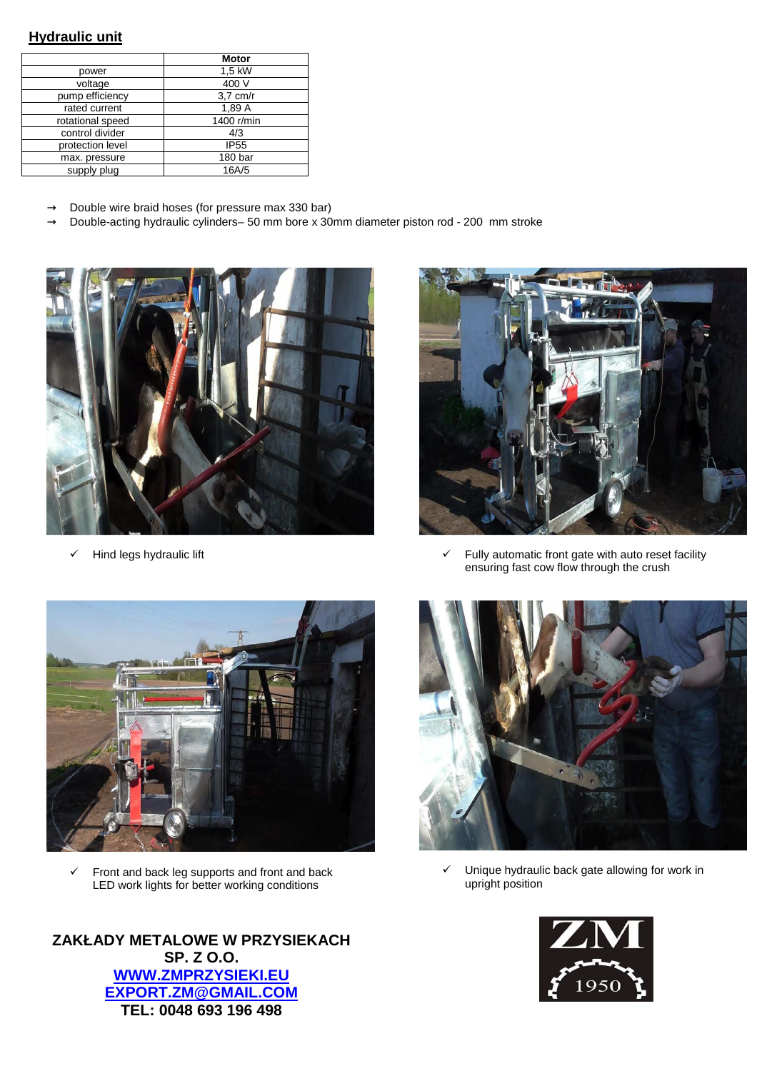## Hydraulic unit

| | Motor |
|---|---|
| power | 1,5 kW |
| voltage | 400 V |
| pump efficiency | 3,7 cm/r |
| rated current | 1,89 A |
| rotational speed | 1400 r/min |
| control divider | 4/3 |
| protection level | IP55 |
| max. pressure | 180 bar |
| supply plug | 16A/5 |

→ Double wire braid hoses (for pressure max 330 bar)

→ Double-acting hydraulic cylinders– 50 mm bore x 30mm diameter piston rod - 200 mm stroke

✓ Hind legs hydraulic lift

✓ Fully automatic front gate with auto reset facility ensuring fast cow flow through the crush

✓ Front and back leg supports and front and back LED work lights for better working conditions

✓ Unique hydraulic back gate allowing for work in upright position

**ZAKŁADY METALOWE W PRZYSIEKACH SP. Z O.O.**

**WWW.ZMPRZYSIEKI.EU**

**EXPORT.ZM@GMAIL.COM**

**TEL: 0048 693 196 498**

ZM 1950